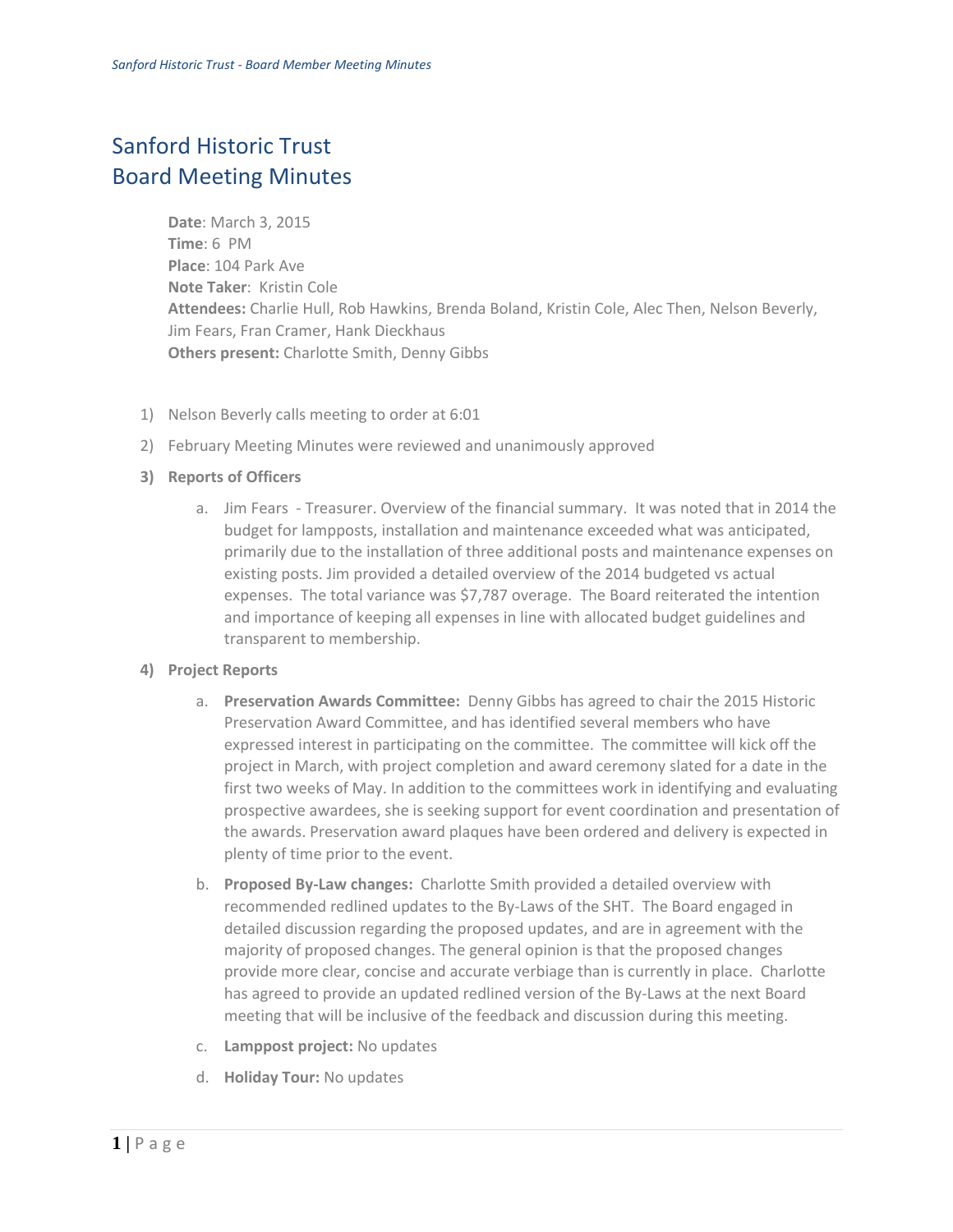# Sanford Historic Trust
# Board Meeting Minutes

**Date**: March 3, 2015
**Time**: 6 PM
**Place**: 104 Park Ave
**Note Taker**: Kristin Cole
**Attendees:** Charlie Hull, Rob Hawkins, Brenda Boland, Kristin Cole, Alec Then, Nelson Beverly, Jim Fears, Fran Cramer, Hank Dieckhaus
**Others present:** Charlotte Smith, Denny Gibbs

1) Nelson Beverly calls meeting to order at 6:01
2) February Meeting Minutes were reviewed and unanimously approved
3) **Reports of Officers**
    a. Jim Fears - Treasurer. Overview of the financial summary. It was noted that in 2014 the budget for lampposts, installation and maintenance exceeded what was anticipated, primarily due to the installation of three additional posts and maintenance expenses on existing posts. Jim provided a detailed overview of the 2014 budgeted vs actual expenses. The total variance was $7,787 overage. The Board reiterated the intention and importance of keeping all expenses in line with allocated budget guidelines and transparent to membership.
4) **Project Reports**
    a. **Preservation Awards Committee:** Denny Gibbs has agreed to chair the 2015 Historic Preservation Award Committee, and has identified several members who have expressed interest in participating on the committee. The committee will kick off the project in March, with project completion and award ceremony slated for a date in the first two weeks of May. In addition to the committees work in identifying and evaluating prospective awardees, she is seeking support for event coordination and presentation of the awards. Preservation award plaques have been ordered and delivery is expected in plenty of time prior to the event.
    b. **Proposed By-Law changes:** Charlotte Smith provided a detailed overview with recommended redlined updates to the By-Laws of the SHT. The Board engaged in detailed discussion regarding the proposed updates, and are in agreement with the majority of proposed changes. The general opinion is that the proposed changes provide more clear, concise and accurate verbiage than is currently in place. Charlotte has agreed to provide an updated redlined version of the By-Laws at the next Board meeting that will be inclusive of the feedback and discussion during this meeting.
    c. **Lamppost project:** No updates
    d. **Holiday Tour:** No updates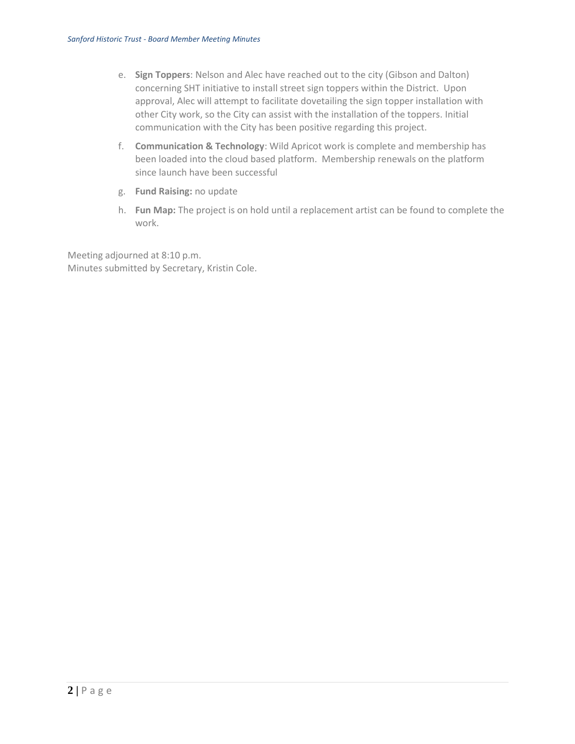e. **Sign Toppers**: Nelson and Alec have reached out to the city (Gibson and Dalton) concerning SHT initiative to install street sign toppers within the District. Upon approval, Alec will attempt to facilitate dovetailing the sign topper installation with other City work, so the City can assist with the installation of the toppers. Initial communication with the City has been positive regarding this project.

f. **Communication & Technology**: Wild Apricot work is complete and membership has been loaded into the cloud based platform. Membership renewals on the platform since launch have been successful

g. **Fund Raising:** no update

h. **Fun Map:** The project is on hold until a replacement artist can be found to complete the work.

Meeting adjourned at 8:10 p.m.
Minutes submitted by Secretary, Kristin Cole.